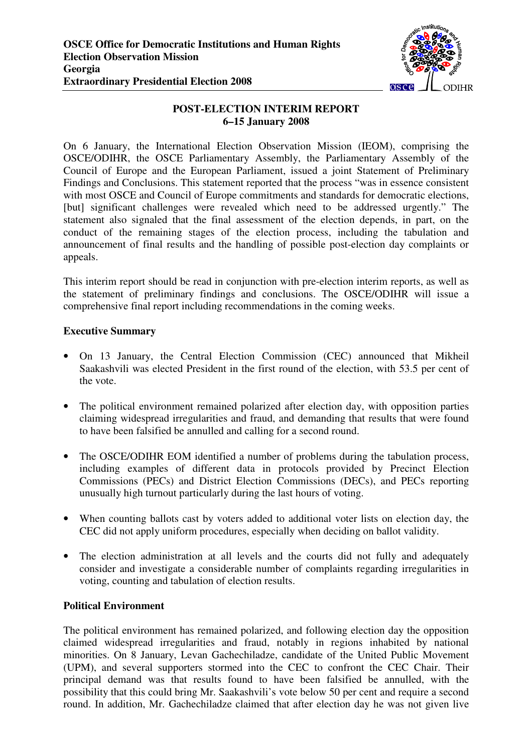**OSCE Office for Democratic Institutions and Human Rights**
**Election Observation Mission**
**Georgia**
**Extraordinary Presidential Election 2008**

# POST-ELECTION INTERIM REPORT
## 6–15 January 2008

On 6 January, the International Election Observation Mission (IEOM), comprising the OSCE/ODIHR, the OSCE Parliamentary Assembly, the Parliamentary Assembly of the Council of Europe and the European Parliament, issued a joint Statement of Preliminary Findings and Conclusions. This statement reported that the process "was in essence consistent with most OSCE and Council of Europe commitments and standards for democratic elections, [but] significant challenges were revealed which need to be addressed urgently." The statement also signaled that the final assessment of the election depends, in part, on the conduct of the remaining stages of the election process, including the tabulation and announcement of final results and the handling of possible post-election day complaints or appeals.

This interim report should be read in conjunction with pre-election interim reports, as well as the statement of preliminary findings and conclusions. The OSCE/ODIHR will issue a comprehensive final report including recommendations in the coming weeks.

### Executive Summary

- On 13 January, the Central Election Commission (CEC) announced that Mikheil Saakashvili was elected President in the first round of the election, with 53.5 per cent of the vote.
- The political environment remained polarized after election day, with opposition parties claiming widespread irregularities and fraud, and demanding that results that were found to have been falsified be annulled and calling for a second round.
- The OSCE/ODIHR EOM identified a number of problems during the tabulation process, including examples of different data in protocols provided by Precinct Election Commissions (PECs) and District Election Commissions (DECs), and PECs reporting unusually high turnout particularly during the last hours of voting.
- When counting ballots cast by voters added to additional voter lists on election day, the CEC did not apply uniform procedures, especially when deciding on ballot validity.
- The election administration at all levels and the courts did not fully and adequately consider and investigate a considerable number of complaints regarding irregularities in voting, counting and tabulation of election results.

### Political Environment

The political environment has remained polarized, and following election day the opposition claimed widespread irregularities and fraud, notably in regions inhabited by national minorities. On 8 January, Levan Gachechiladze, candidate of the United Public Movement (UPM), and several supporters stormed into the CEC to confront the CEC Chair. Their principal demand was that results found to have been falsified be annulled, with the possibility that this could bring Mr. Saakashvili's vote below 50 per cent and require a second round. In addition, Mr. Gachechiladze claimed that after election day he was not given live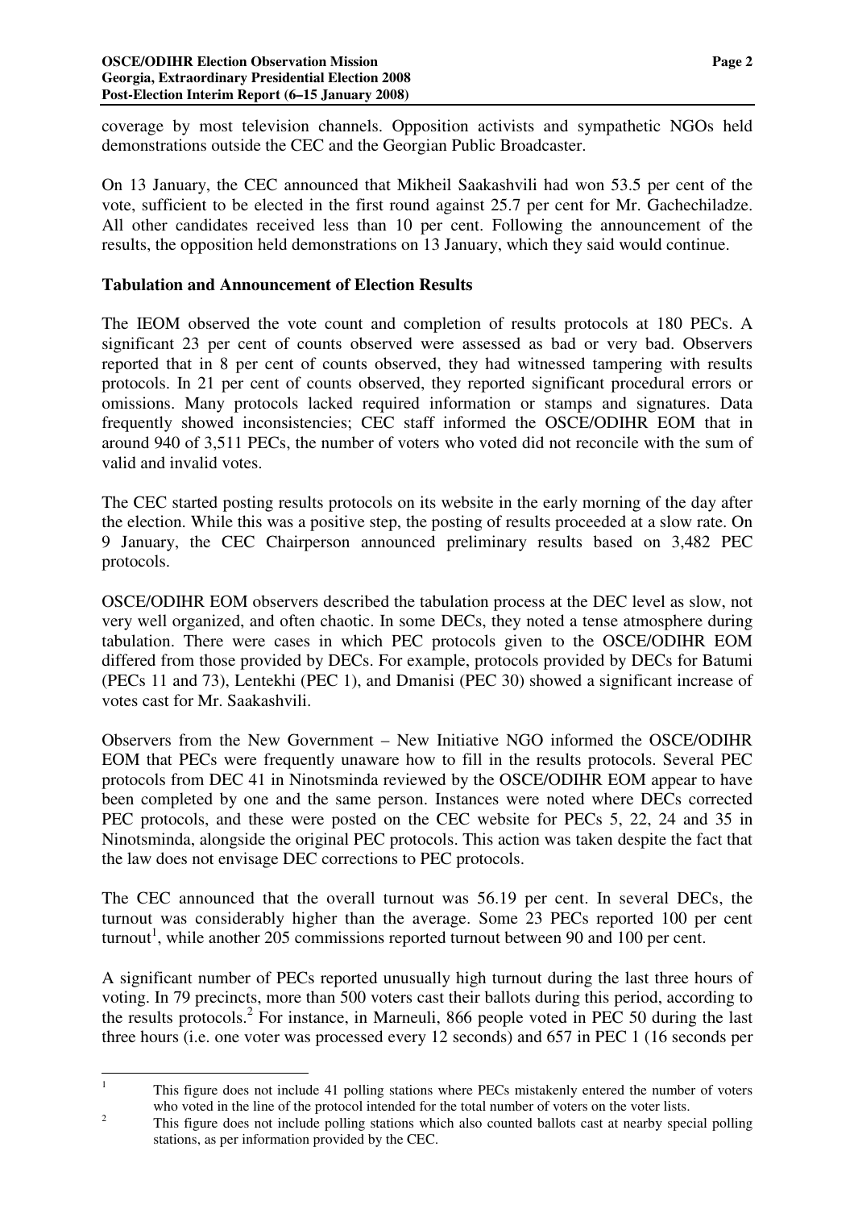coverage by most television channels. Opposition activists and sympathetic NGOs held demonstrations outside the CEC and the Georgian Public Broadcaster.

On 13 January, the CEC announced that Mikheil Saakashvili had won 53.5 per cent of the vote, sufficient to be elected in the first round against 25.7 per cent for Mr. Gachechiladze. All other candidates received less than 10 per cent. Following the announcement of the results, the opposition held demonstrations on 13 January, which they said would continue.

**Tabulation and Announcement of Election Results**

The IEOM observed the vote count and completion of results protocols at 180 PECs. A significant 23 per cent of counts observed were assessed as bad or very bad. Observers reported that in 8 per cent of counts observed, they had witnessed tampering with results protocols. In 21 per cent of counts observed, they reported significant procedural errors or omissions. Many protocols lacked required information or stamps and signatures. Data frequently showed inconsistencies; CEC staff informed the OSCE/ODIHR EOM that in around 940 of 3,511 PECs, the number of voters who voted did not reconcile with the sum of valid and invalid votes.

The CEC started posting results protocols on its website in the early morning of the day after the election. While this was a positive step, the posting of results proceeded at a slow rate. On 9 January, the CEC Chairperson announced preliminary results based on 3,482 PEC protocols.

OSCE/ODIHR EOM observers described the tabulation process at the DEC level as slow, not very well organized, and often chaotic. In some DECs, they noted a tense atmosphere during tabulation. There were cases in which PEC protocols given to the OSCE/ODIHR EOM differed from those provided by DECs. For example, protocols provided by DECs for Batumi (PECs 11 and 73), Lentekhi (PEC 1), and Dmanisi (PEC 30) showed a significant increase of votes cast for Mr. Saakashvili.

Observers from the New Government – New Initiative NGO informed the OSCE/ODIHR EOM that PECs were frequently unaware how to fill in the results protocols. Several PEC protocols from DEC 41 in Ninotsminda reviewed by the OSCE/ODIHR EOM appear to have been completed by one and the same person. Instances were noted where DECs corrected PEC protocols, and these were posted on the CEC website for PECs 5, 22, 24 and 35 in Ninotsminda, alongside the original PEC protocols. This action was taken despite the fact that the law does not envisage DEC corrections to PEC protocols.

The CEC announced that the overall turnout was 56.19 per cent. In several DECs, the turnout was considerably higher than the average. Some 23 PECs reported 100 per cent turnout[1], while another 205 commissions reported turnout between 90 and 100 per cent.

A significant number of PECs reported unusually high turnout during the last three hours of voting. In 79 precincts, more than 500 voters cast their ballots during this period, according to the results protocols.[2] For instance, in Marneuli, 866 people voted in PEC 50 during the last three hours (i.e. one voter was processed every 12 seconds) and 657 in PEC 1 (16 seconds per

---

[1] This figure does not include 41 polling stations where PECs mistakenly entered the number of voters who voted in the line of the protocol intended for the total number of voters on the voter lists.

[2] This figure does not include polling stations which also counted ballots cast at nearby special polling stations, as per information provided by the CEC.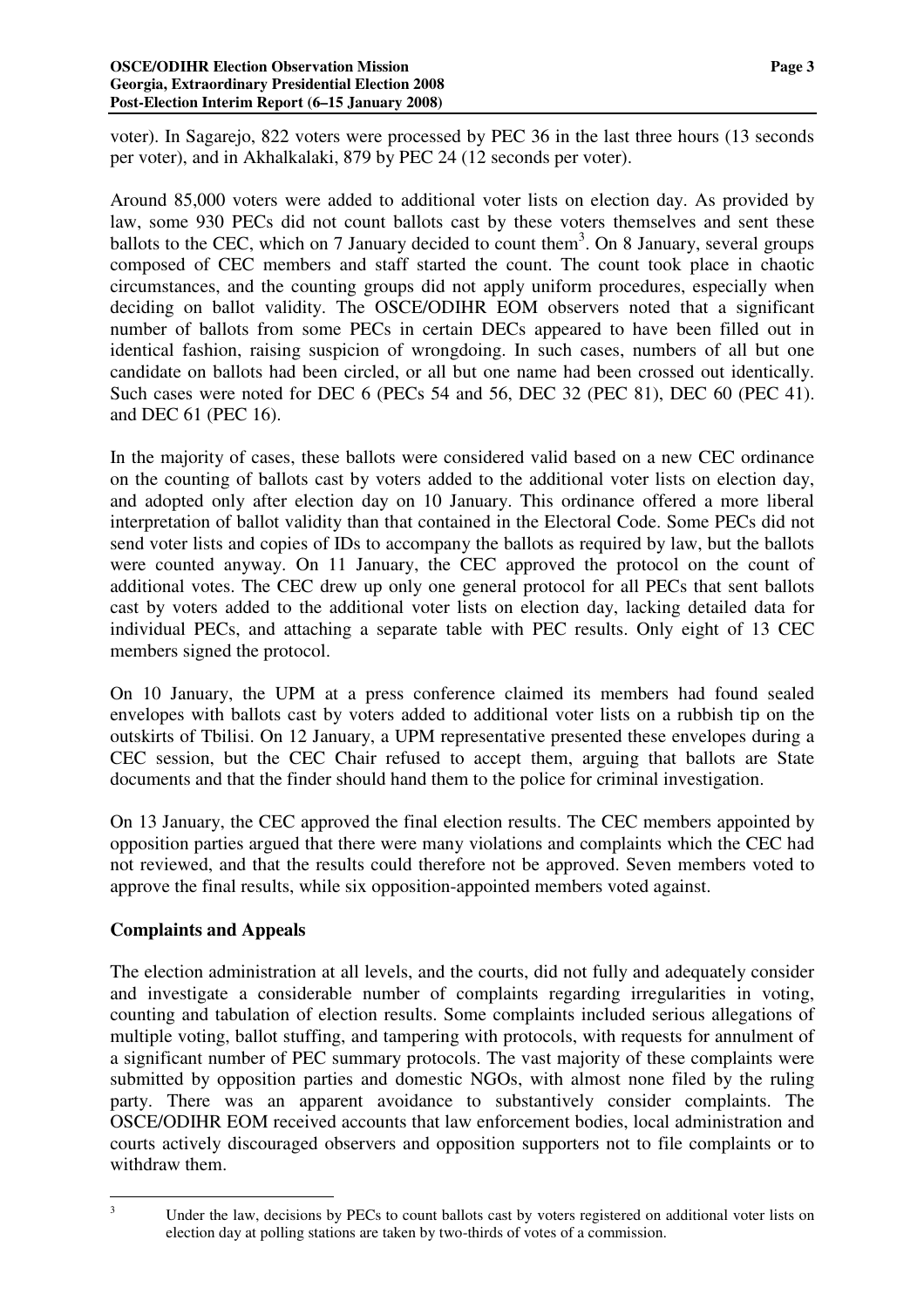voter). In Sagarejo, 822 voters were processed by PEC 36 in the last three hours (13 seconds per voter), and in Akhalkalaki, 879 by PEC 24 (12 seconds per voter).

Around 85,000 voters were added to additional voter lists on election day. As provided by law, some 930 PECs did not count ballots cast by these voters themselves and sent these ballots to the CEC, which on 7 January decided to count them[3]. On 8 January, several groups composed of CEC members and staff started the count. The count took place in chaotic circumstances, and the counting groups did not apply uniform procedures, especially when deciding on ballot validity. The OSCE/ODIHR EOM observers noted that a significant number of ballots from some PECs in certain DECs appeared to have been filled out in identical fashion, raising suspicion of wrongdoing. In such cases, numbers of all but one candidate on ballots had been circled, or all but one name had been crossed out identically. Such cases were noted for DEC 6 (PECs 54 and 56, DEC 32 (PEC 81), DEC 60 (PEC 41). and DEC 61 (PEC 16).

In the majority of cases, these ballots were considered valid based on a new CEC ordinance on the counting of ballots cast by voters added to the additional voter lists on election day, and adopted only after election day on 10 January. This ordinance offered a more liberal interpretation of ballot validity than that contained in the Electoral Code. Some PECs did not send voter lists and copies of IDs to accompany the ballots as required by law, but the ballots were counted anyway. On 11 January, the CEC approved the protocol on the count of additional votes. The CEC drew up only one general protocol for all PECs that sent ballots cast by voters added to the additional voter lists on election day, lacking detailed data for individual PECs, and attaching a separate table with PEC results. Only eight of 13 CEC members signed the protocol.

On 10 January, the UPM at a press conference claimed its members had found sealed envelopes with ballots cast by voters added to additional voter lists on a rubbish tip on the outskirts of Tbilisi. On 12 January, a UPM representative presented these envelopes during a CEC session, but the CEC Chair refused to accept them, arguing that ballots are State documents and that the finder should hand them to the police for criminal investigation.

On 13 January, the CEC approved the final election results. The CEC members appointed by opposition parties argued that there were many violations and complaints which the CEC had not reviewed, and that the results could therefore not be approved. Seven members voted to approve the final results, while six opposition-appointed members voted against.

## Complaints and Appeals

The election administration at all levels, and the courts, did not fully and adequately consider and investigate a considerable number of complaints regarding irregularities in voting, counting and tabulation of election results. Some complaints included serious allegations of multiple voting, ballot stuffing, and tampering with protocols, with requests for annulment of a significant number of PEC summary protocols. The vast majority of these complaints were submitted by opposition parties and domestic NGOs, with almost none filed by the ruling party. There was an apparent avoidance to substantively consider complaints. The OSCE/ODIHR EOM received accounts that law enforcement bodies, local administration and courts actively discouraged observers and opposition supporters not to file complaints or to withdraw them.

---

[3] Under the law, decisions by PECs to count ballots cast by voters registered on additional voter lists on election day at polling stations are taken by two-thirds of votes of a commission.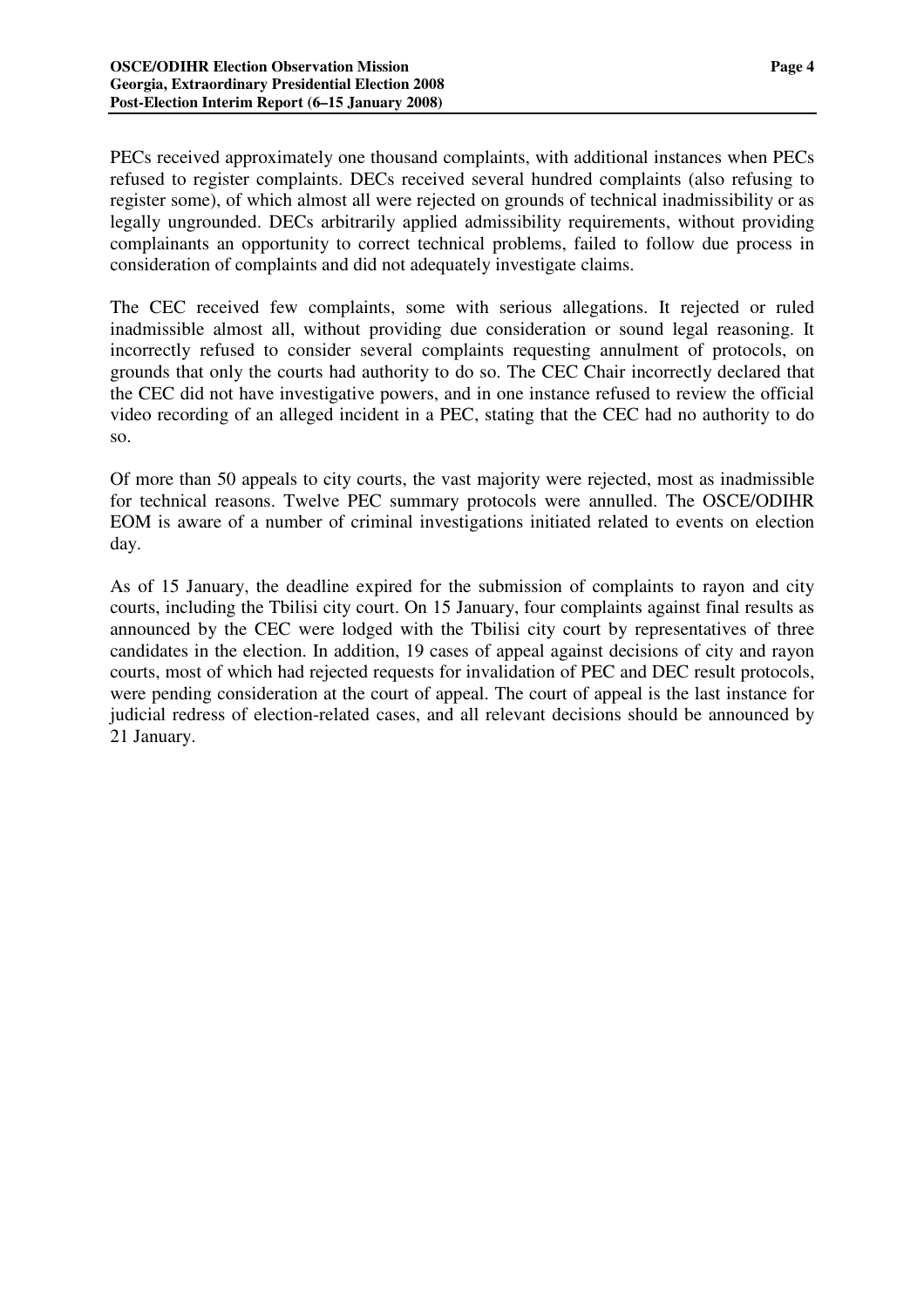PECs received approximately one thousand complaints, with additional instances when PECs refused to register complaints. DECs received several hundred complaints (also refusing to register some), of which almost all were rejected on grounds of technical inadmissibility or as legally ungrounded. DECs arbitrarily applied admissibility requirements, without providing complainants an opportunity to correct technical problems, failed to follow due process in consideration of complaints and did not adequately investigate claims.

The CEC received few complaints, some with serious allegations. It rejected or ruled inadmissible almost all, without providing due consideration or sound legal reasoning. It incorrectly refused to consider several complaints requesting annulment of protocols, on grounds that only the courts had authority to do so. The CEC Chair incorrectly declared that the CEC did not have investigative powers, and in one instance refused to review the official video recording of an alleged incident in a PEC, stating that the CEC had no authority to do so.

Of more than 50 appeals to city courts, the vast majority were rejected, most as inadmissible for technical reasons. Twelve PEC summary protocols were annulled. The OSCE/ODIHR EOM is aware of a number of criminal investigations initiated related to events on election day.

As of 15 January, the deadline expired for the submission of complaints to rayon and city courts, including the Tbilisi city court. On 15 January, four complaints against final results as announced by the CEC were lodged with the Tbilisi city court by representatives of three candidates in the election. In addition, 19 cases of appeal against decisions of city and rayon courts, most of which had rejected requests for invalidation of PEC and DEC result protocols, were pending consideration at the court of appeal. The court of appeal is the last instance for judicial redress of election-related cases, and all relevant decisions should be announced by 21 January.